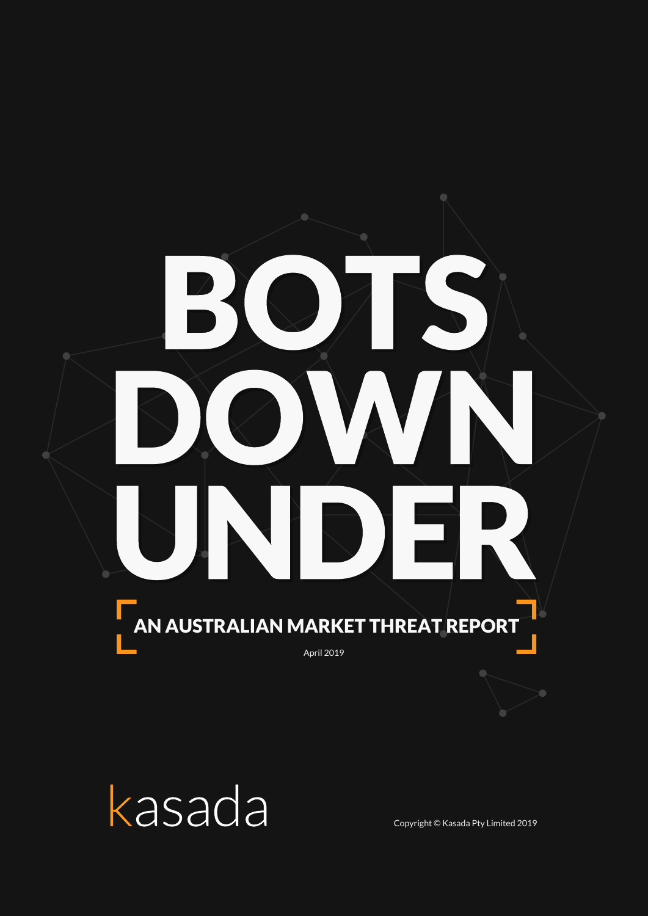# BOTS DOWN UNDER

## AN AUSTRALIAN MARKET THREAT REPORT

April 2019

kasada

Copyright © Kasada Pty Limited 2019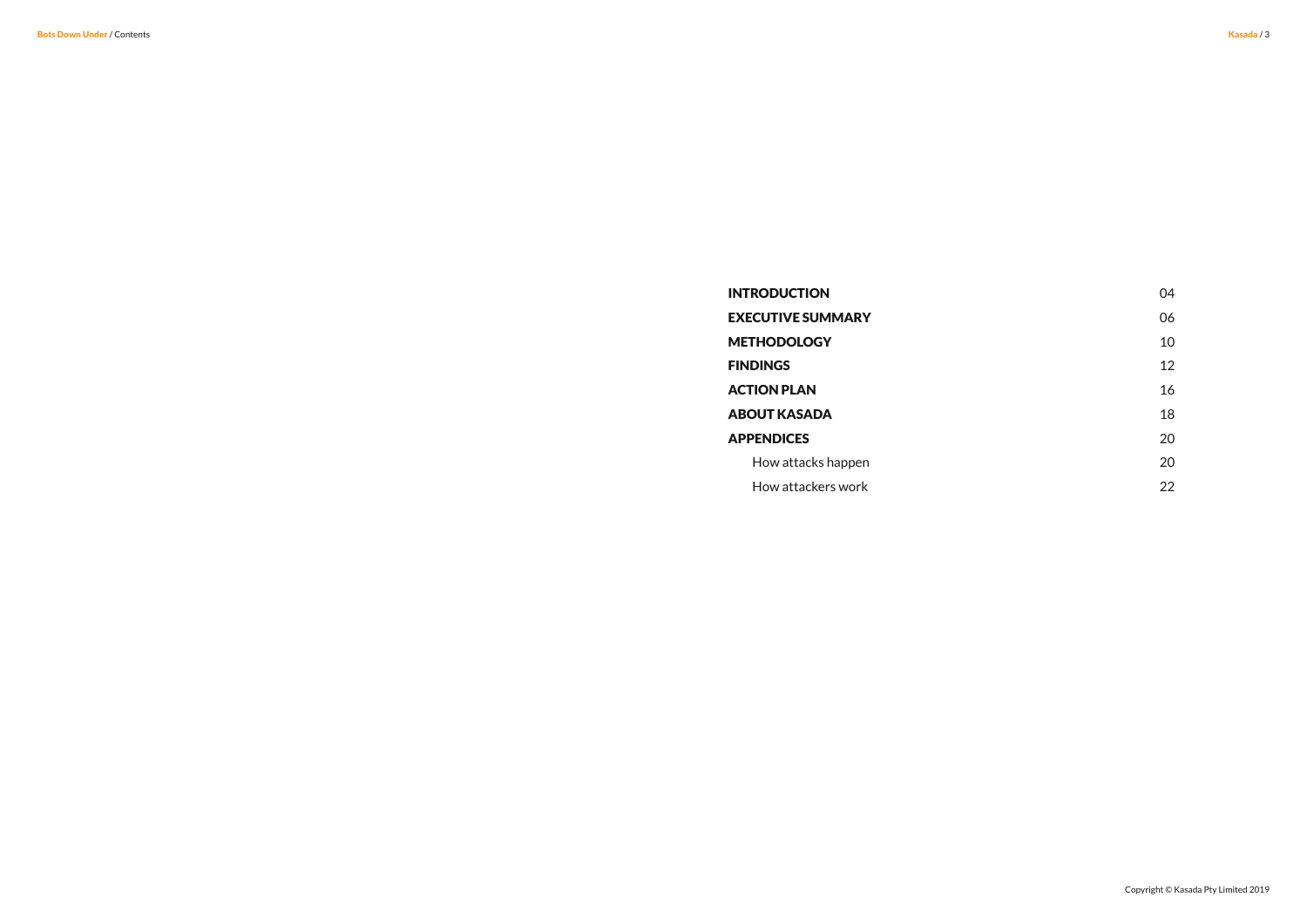| | |
|---|---|
| **INTRODUCTION** | 04 |
| **EXECUTIVE SUMMARY** | 06 |
| **METHODOLOGY** | 10 |
| **FINDINGS** | 12 |
| **ACTION PLAN** | 16 |
| **ABOUT KASADA** | 18 |
| **APPENDICES** | 20 |
| How attacks happen | 20 |
| How attackers work | 22 |

Copyright © Kasada Pty Limited 2019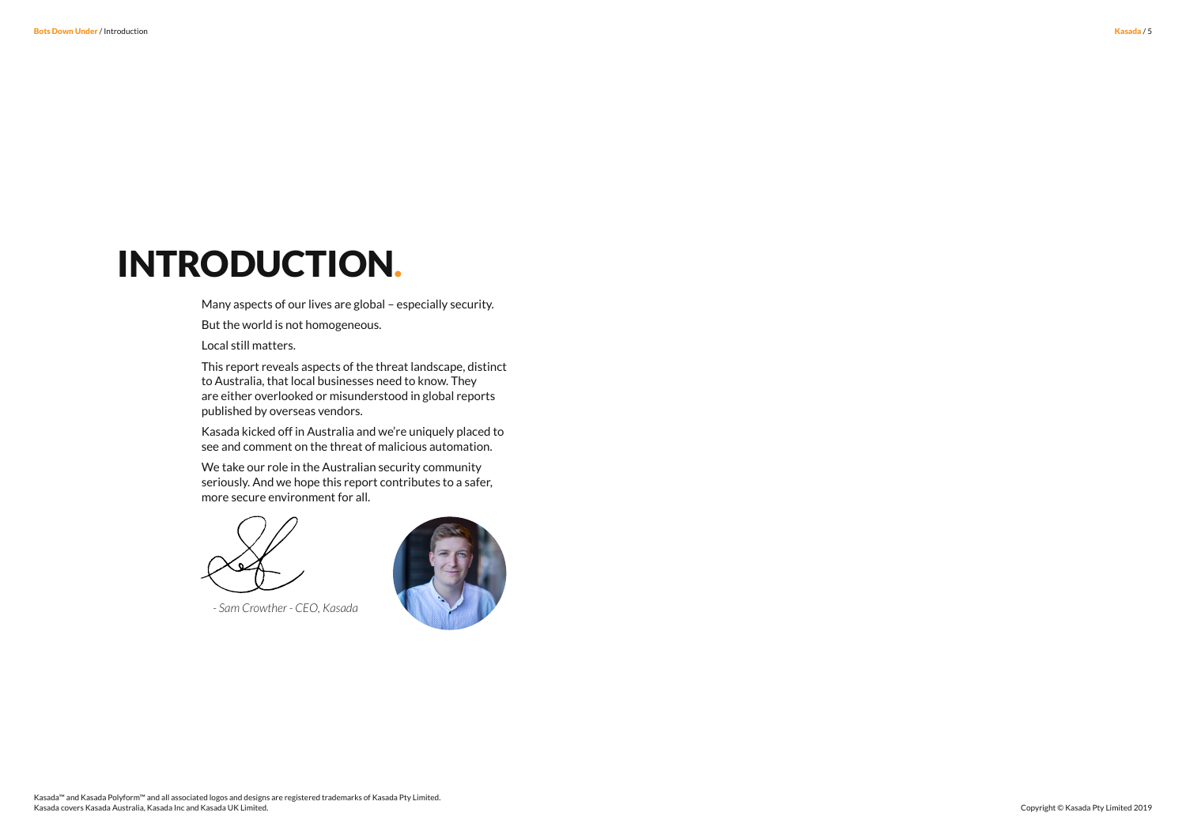# INTRODUCTION.

Many aspects of our lives are global – especially security.

But the world is not homogeneous.

Local still matters.

This report reveals aspects of the threat landscape, distinct to Australia, that local businesses need to know. They are either overlooked or misunderstood in global reports published by overseas vendors.

Kasada kicked off in Australia and we're uniquely placed to see and comment on the threat of malicious automation.

We take our role in the Australian security community seriously. And we hope this report contributes to a safer, more secure environment for all.

*- Sam Crowther - CEO, Kasada*

Kasada™ and Kasada Polyform™ and all associated logos and designs are registered trademarks of Kasada Pty Limited.
Kasada covers Kasada Australia, Kasada Inc and Kasada UK Limited.

Copyright © Kasada Pty Limited 2019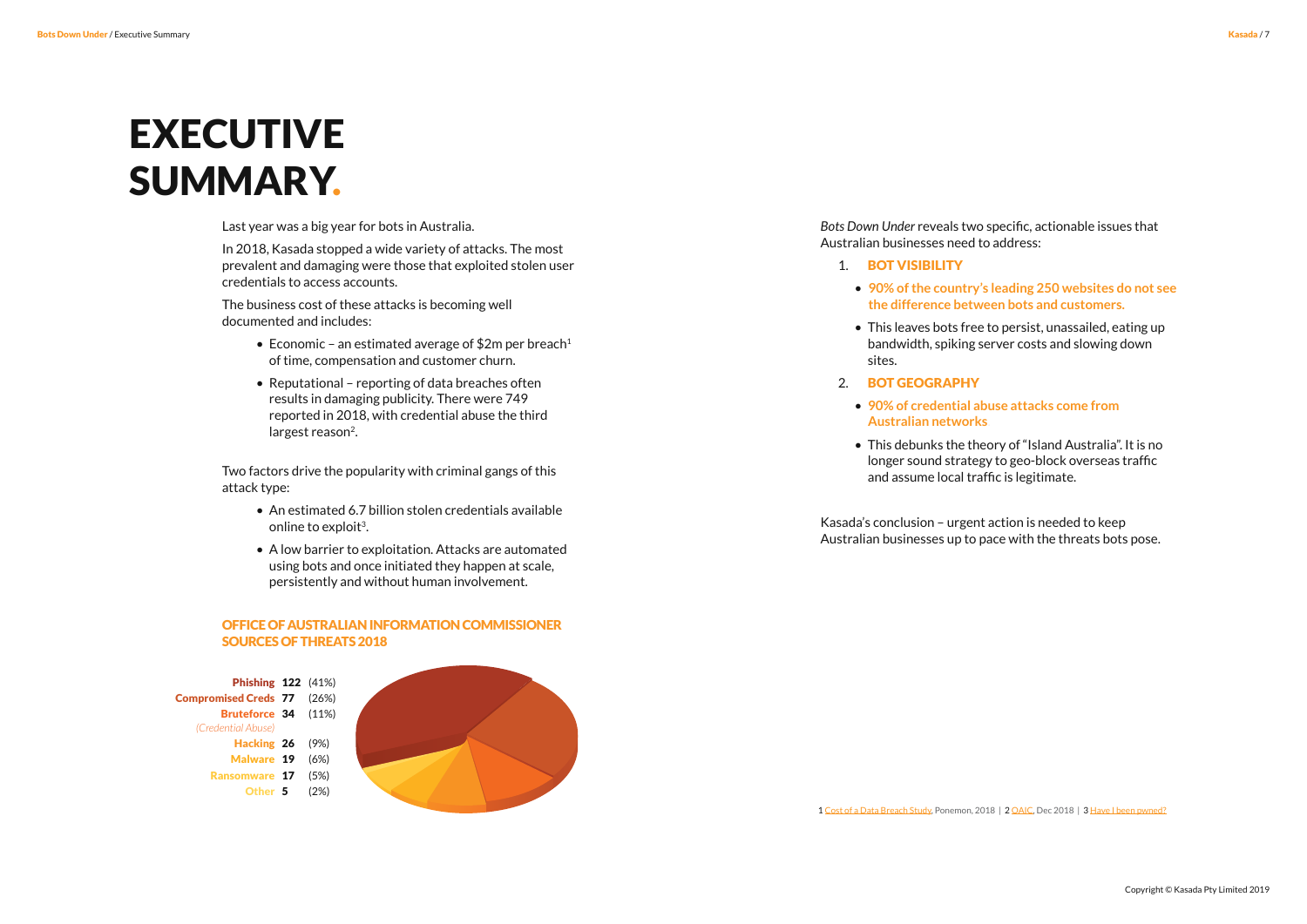# EXECUTIVE SUMMARY.

Last year was a big year for bots in Australia.

In 2018, Kasada stopped a wide variety of attacks. The most prevalent and damaging were those that exploited stolen user credentials to access accounts.

The business cost of these attacks is becoming well documented and includes:

- Economic – an estimated average of $2m per breach[1] of time, compensation and customer churn.
- Reputational – reporting of data breaches often results in damaging publicity. There were 749 reported in 2018, with credential abuse the third largest reason[2].

Two factors drive the popularity with criminal gangs of this attack type:

- An estimated 6.7 billion stolen credentials available online to exploit[3].
- A low barrier to exploitation. Attacks are automated using bots and once initiated they happen at scale, persistently and without human involvement.

## OFFICE OF AUSTRALIAN INFORMATION COMMISSIONER SOURCES OF THREATS 2018

| Source | Count | % |
|---|---|---|
| Phishing | 122 | (41%) |
| Compromised Creds | 77 | (26%) |
| Bruteforce *(Credential Abuse)* | 34 | (11%) |
| Hacking | 26 | (9%) |
| Malware | 19 | (6%) |
| Ransomware | 17 | (5%) |
| Other | 5 | (2%) |

*Bots Down Under* reveals two specific, actionable issues that Australian businesses need to address:

1. **BOT VISIBILITY**
   - **90% of the country's leading 250 websites do not see the difference between bots and customers.**
   - This leaves bots free to persist, unassailed, eating up bandwidth, spiking server costs and slowing down sites.
2. **BOT GEOGRAPHY**
   - **90% of credential abuse attacks come from Australian networks**
   - This debunks the theory of "Island Australia". It is no longer sound strategy to geo-block overseas traffic and assume local traffic is legitimate.

Kasada's conclusion – urgent action is needed to keep Australian businesses up to pace with the threats bots pose.

1 Cost of a Data Breach Study, Ponemon, 2018 | 2 OAIC, Dec 2018 | 3 Have I been pwned?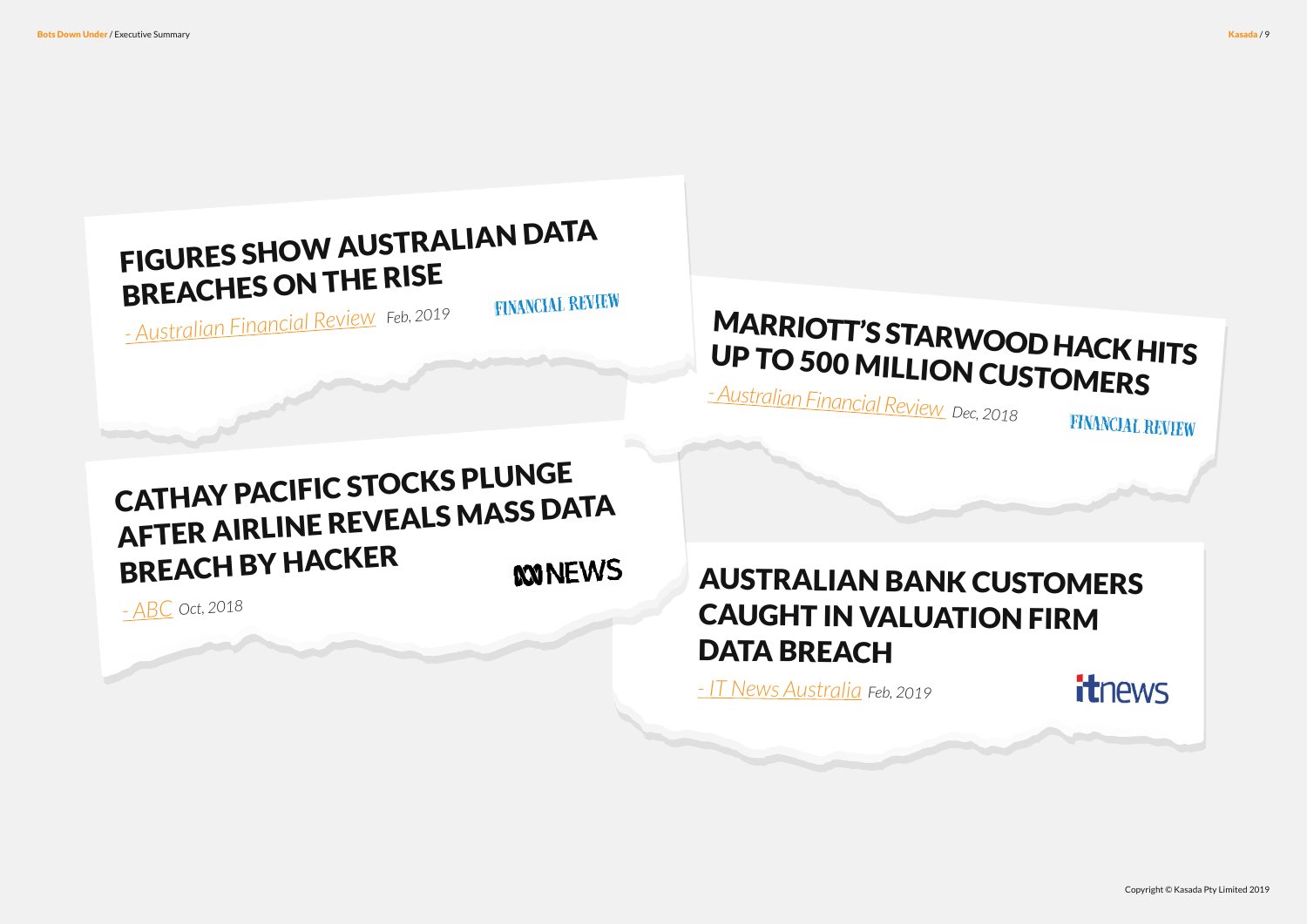**FIGURES SHOW AUSTRALIAN DATA BREACHES ON THE RISE**

- Australian Financial Review *Feb, 2019*

FINANCIAL REVIEW

**MARRIOTT'S STARWOOD HACK HITS UP TO 500 MILLION CUSTOMERS**

- Australian Financial Review *Dec, 2018*

FINANCIAL REVIEW

**CATHAY PACIFIC STOCKS PLUNGE AFTER AIRLINE REVEALS MASS DATA BREACH BY HACKER**

- ABC *Oct, 2018*

ABC NEWS

**AUSTRALIAN BANK CUSTOMERS CAUGHT IN VALUATION FIRM DATA BREACH**

- IT News Australia *Feb, 2019*

itnews

Copyright © Kasada Pty Limited 2019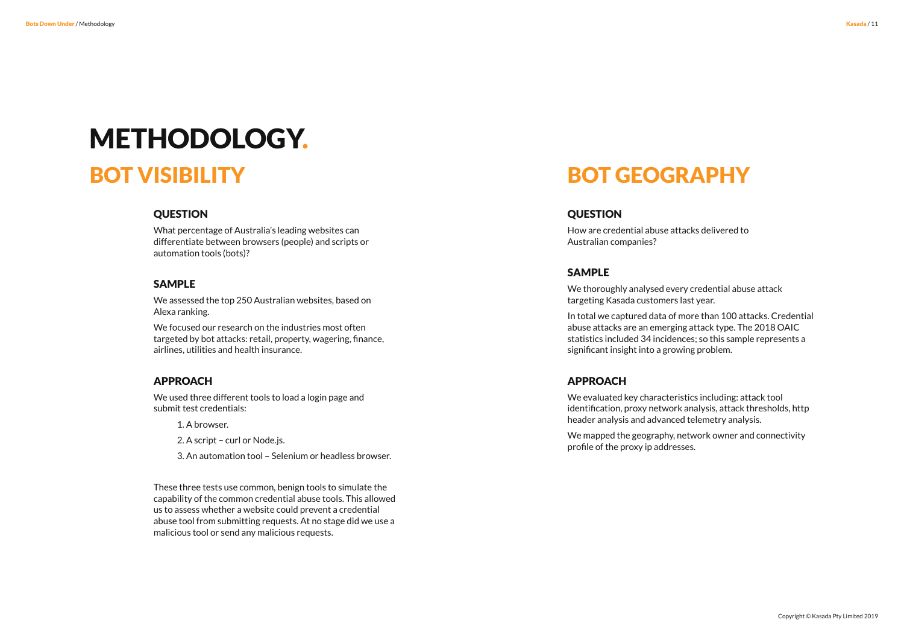# METHODOLOGY.

## BOT VISIBILITY

### QUESTION

What percentage of Australia's leading websites can differentiate between browsers (people) and scripts or automation tools (bots)?

### SAMPLE

We assessed the top 250 Australian websites, based on Alexa ranking.

We focused our research on the industries most often targeted by bot attacks: retail, property, wagering, finance, airlines, utilities and health insurance.

### APPROACH

We used three different tools to load a login page and submit test credentials:

1. A browser.
2. A script – curl or Node.js.
3. An automation tool – Selenium or headless browser.

These three tests use common, benign tools to simulate the capability of the common credential abuse tools. This allowed us to assess whether a website could prevent a credential abuse tool from submitting requests. At no stage did we use a malicious tool or send any malicious requests.

## BOT GEOGRAPHY

### QUESTION

How are credential abuse attacks delivered to Australian companies?

### SAMPLE

We thoroughly analysed every credential abuse attack targeting Kasada customers last year.

In total we captured data of more than 100 attacks. Credential abuse attacks are an emerging attack type. The 2018 OAIC statistics included 34 incidences; so this sample represents a significant insight into a growing problem.

### APPROACH

We evaluated key characteristics including: attack tool identification, proxy network analysis, attack thresholds, http header analysis and advanced telemetry analysis.

We mapped the geography, network owner and connectivity profile of the proxy ip addresses.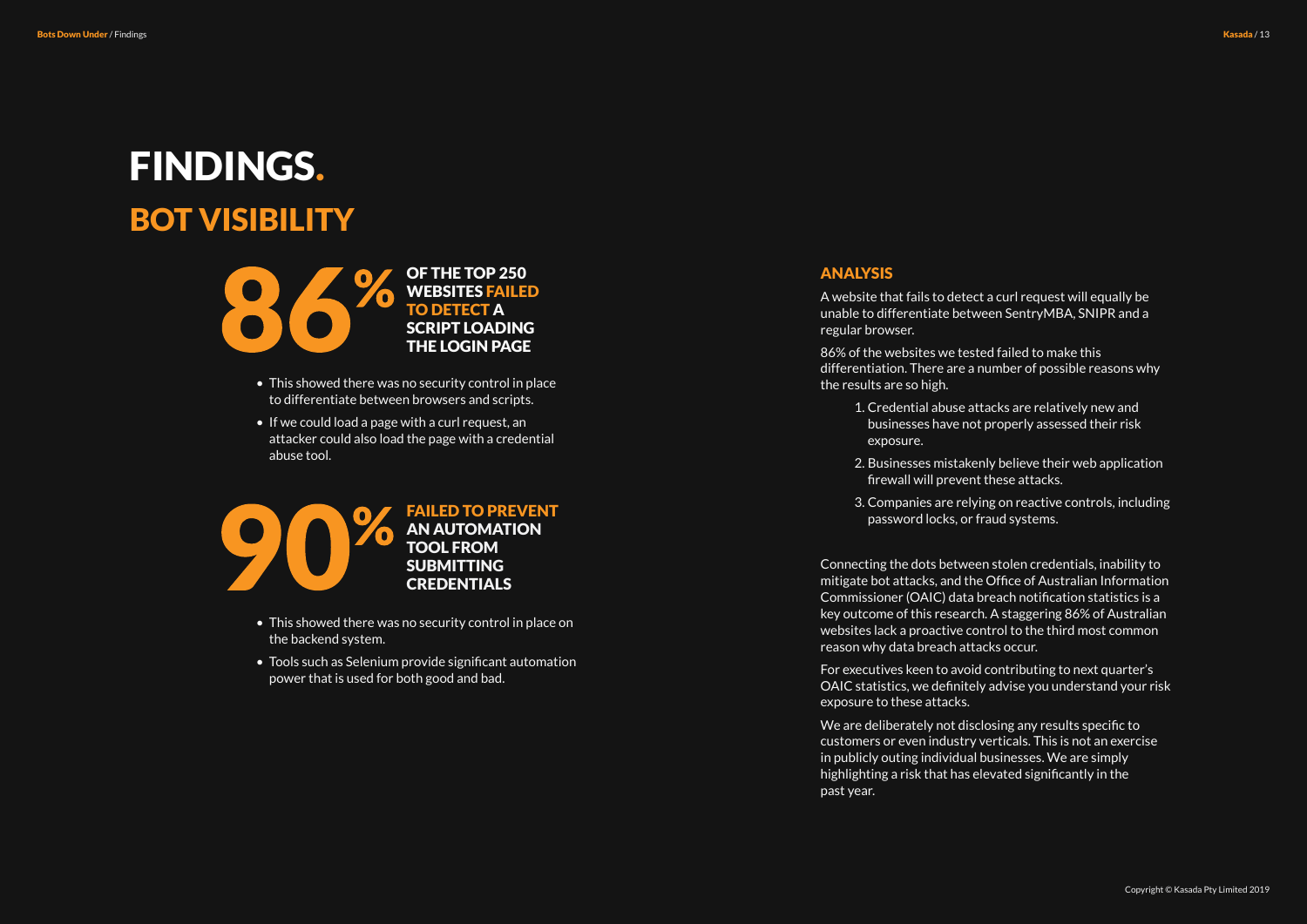# FINDINGS.

## BOT VISIBILITY

**86% OF THE TOP 250 WEBSITES FAILED TO DETECT A SCRIPT LOADING THE LOGIN PAGE**

- This showed there was no security control in place to differentiate between browsers and scripts.
- If we could load a page with a curl request, an attacker could also load the page with a credential abuse tool.

**90% FAILED TO PREVENT AN AUTOMATION TOOL FROM SUBMITTING CREDENTIALS**

- This showed there was no security control in place on the backend system.
- Tools such as Selenium provide significant automation power that is used for both good and bad.

### ANALYSIS

A website that fails to detect a curl request will equally be unable to differentiate between SentryMBA, SNIPR and a regular browser.

86% of the websites we tested failed to make this differentiation. There are a number of possible reasons why the results are so high.

1. Credential abuse attacks are relatively new and businesses have not properly assessed their risk exposure.
2. Businesses mistakenly believe their web application firewall will prevent these attacks.
3. Companies are relying on reactive controls, including password locks, or fraud systems.

Connecting the dots between stolen credentials, inability to mitigate bot attacks, and the Office of Australian Information Commissioner (OAIC) data breach notification statistics is a key outcome of this research. A staggering 86% of Australian websites lack a proactive control to the third most common reason why data breach attacks occur.

For executives keen to avoid contributing to next quarter's OAIC statistics, we definitely advise you understand your risk exposure to these attacks.

We are deliberately not disclosing any results specific to customers or even industry verticals. This is not an exercise in publicly outing individual businesses. We are simply highlighting a risk that has elevated significantly in the past year.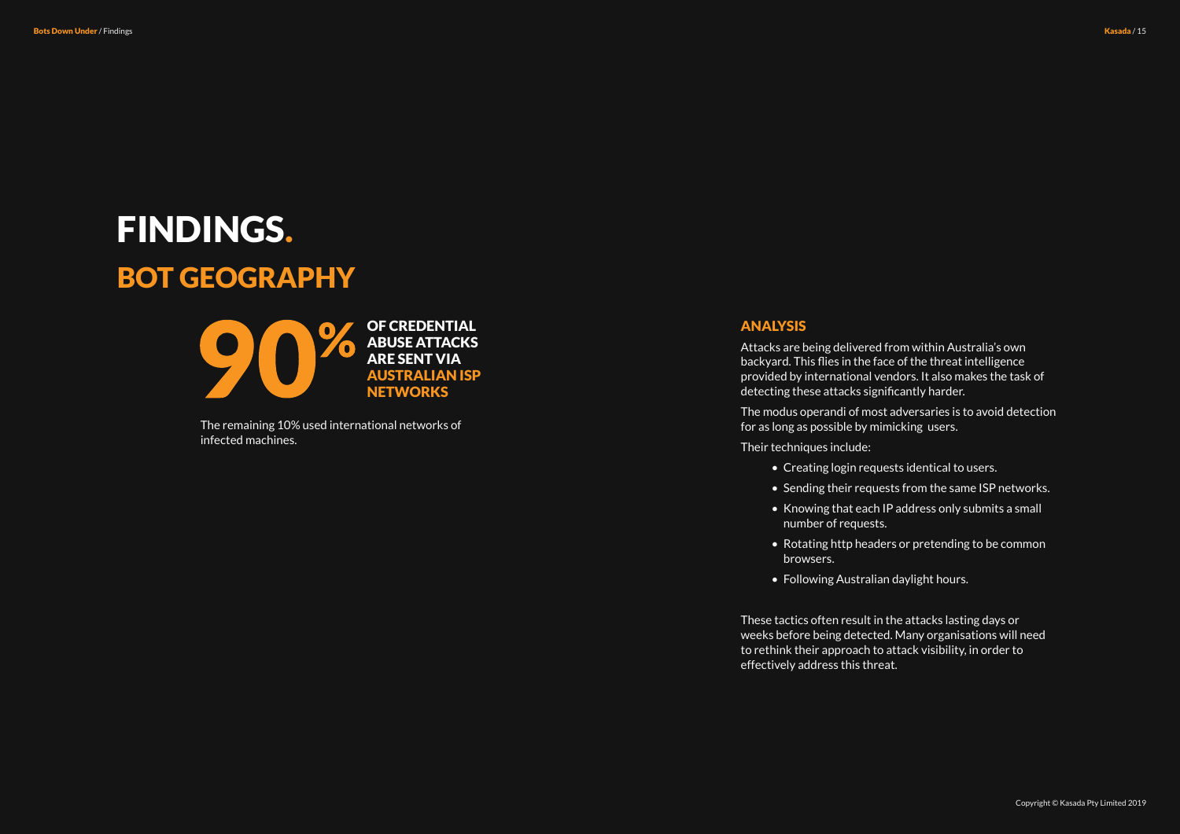# FINDINGS.

## BOT GEOGRAPHY

**90% OF CREDENTIAL ABUSE ATTACKS ARE SENT VIA AUSTRALIAN ISP NETWORKS**

The remaining 10% used international networks of infected machines.

### ANALYSIS

Attacks are being delivered from within Australia's own backyard. This flies in the face of the threat intelligence provided by international vendors. It also makes the task of detecting these attacks significantly harder.

The modus operandi of most adversaries is to avoid detection for as long as possible by mimicking users.

Their techniques include:

- Creating login requests identical to users.
- Sending their requests from the same ISP networks.
- Knowing that each IP address only submits a small number of requests.
- Rotating http headers or pretending to be common browsers.
- Following Australian daylight hours.

These tactics often result in the attacks lasting days or weeks before being detected. Many organisations will need to rethink their approach to attack visibility, in order to effectively address this threat.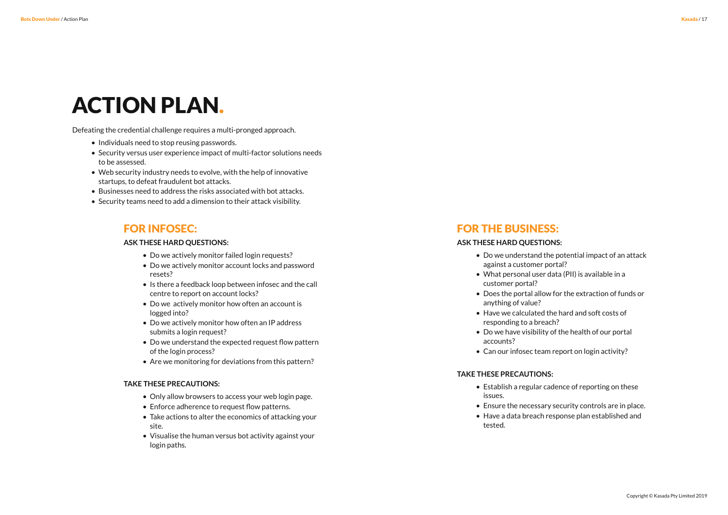# ACTION PLAN.

Defeating the credential challenge requires a multi-pronged approach.

- Individuals need to stop reusing passwords.
- Security versus user experience impact of multi-factor solutions needs to be assessed.
- Web security industry needs to evolve, with the help of innovative startups, to defeat fraudulent bot attacks.
- Businesses need to address the risks associated with bot attacks.
- Security teams need to add a dimension to their attack visibility.

## FOR INFOSEC:

**ASK THESE HARD QUESTIONS:**

- Do we actively monitor failed login requests?
- Do we actively monitor account locks and password resets?
- Is there a feedback loop between infosec and the call centre to report on account locks?
- Do we actively monitor how often an account is logged into?
- Do we actively monitor how often an IP address submits a login request?
- Do we understand the expected request flow pattern of the login process?
- Are we monitoring for deviations from this pattern?

**TAKE THESE PRECAUTIONS:**

- Only allow browsers to access your web login page.
- Enforce adherence to request flow patterns.
- Take actions to alter the economics of attacking your site.
- Visualise the human versus bot activity against your login paths.

## FOR THE BUSINESS:

**ASK THESE HARD QUESTIONS:**

- Do we understand the potential impact of an attack against a customer portal?
- What personal user data (PII) is available in a customer portal?
- Does the portal allow for the extraction of funds or anything of value?
- Have we calculated the hard and soft costs of responding to a breach?
- Do we have visibility of the health of our portal accounts?
- Can our infosec team report on login activity?

**TAKE THESE PRECAUTIONS:**

- Establish a regular cadence of reporting on these issues.
- Ensure the necessary security controls are in place.
- Have a data breach response plan established and tested.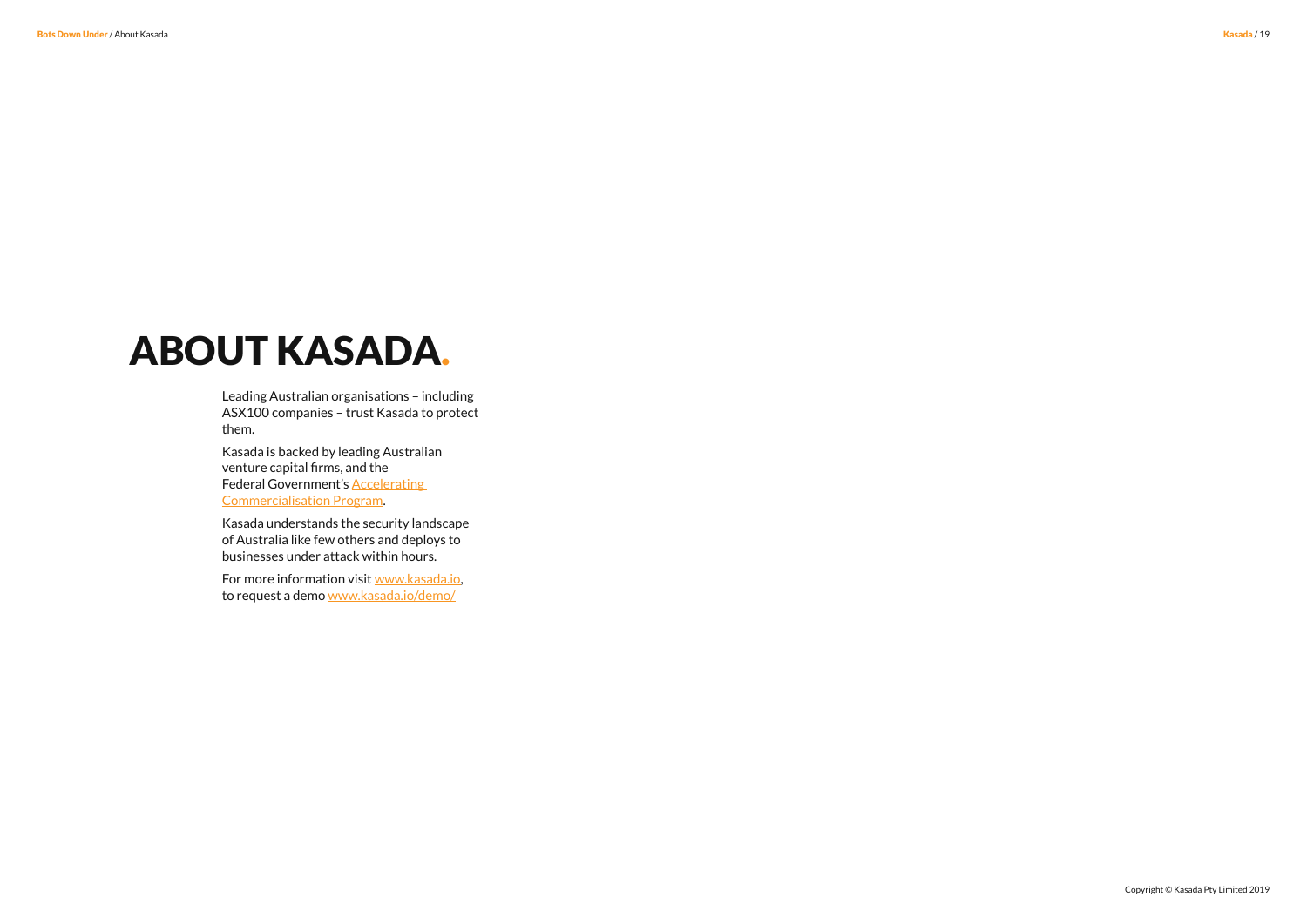# ABOUT KASADA.

Leading Australian organisations – including ASX100 companies – trust Kasada to protect them.

Kasada is backed by leading Australian venture capital firms, and the Federal Government's Accelerating Commercialisation Program.

Kasada understands the security landscape of Australia like few others and deploys to businesses under attack within hours.

For more information visit www.kasada.io, to request a demo www.kasada.io/demo/

Copyright © Kasada Pty Limited 2019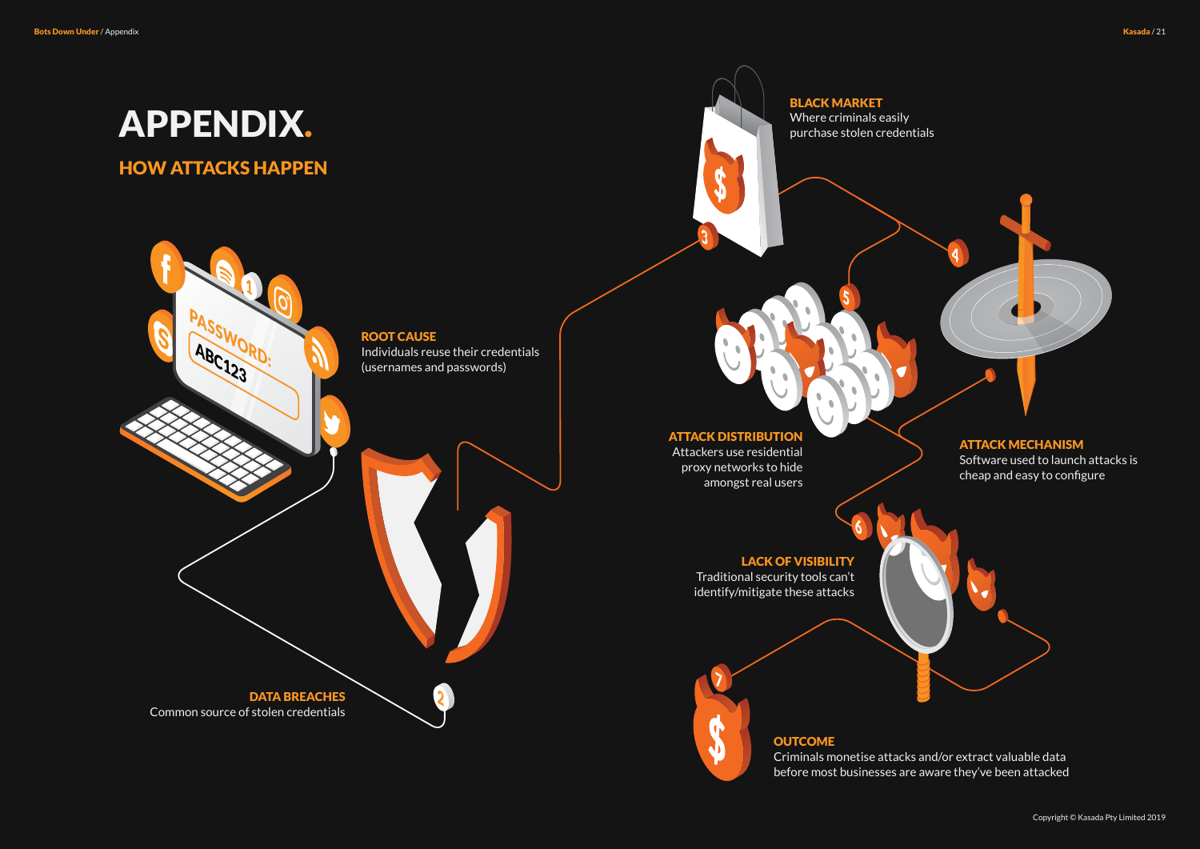# APPENDIX.

## HOW ATTACKS HAPPEN

1. **ROOT CAUSE**
Individuals reuse their credentials (usernames and passwords)

2. **DATA BREACHES**
Common source of stolen credentials

3. **BLACK MARKET**
Where criminals easily purchase stolen credentials

4. **ATTACK MECHANISM**
Software used to launch attacks is cheap and easy to configure

5. **ATTACK DISTRIBUTION**
Attackers use residential proxy networks to hide amongst real users

6. **LACK OF VISIBILITY**
Traditional security tools can't identify/mitigate these attacks

7. **OUTCOME**
Criminals monetise attacks and/or extract valuable data before most businesses are aware they've been attacked

Copyright © Kasada Pty Limited 2019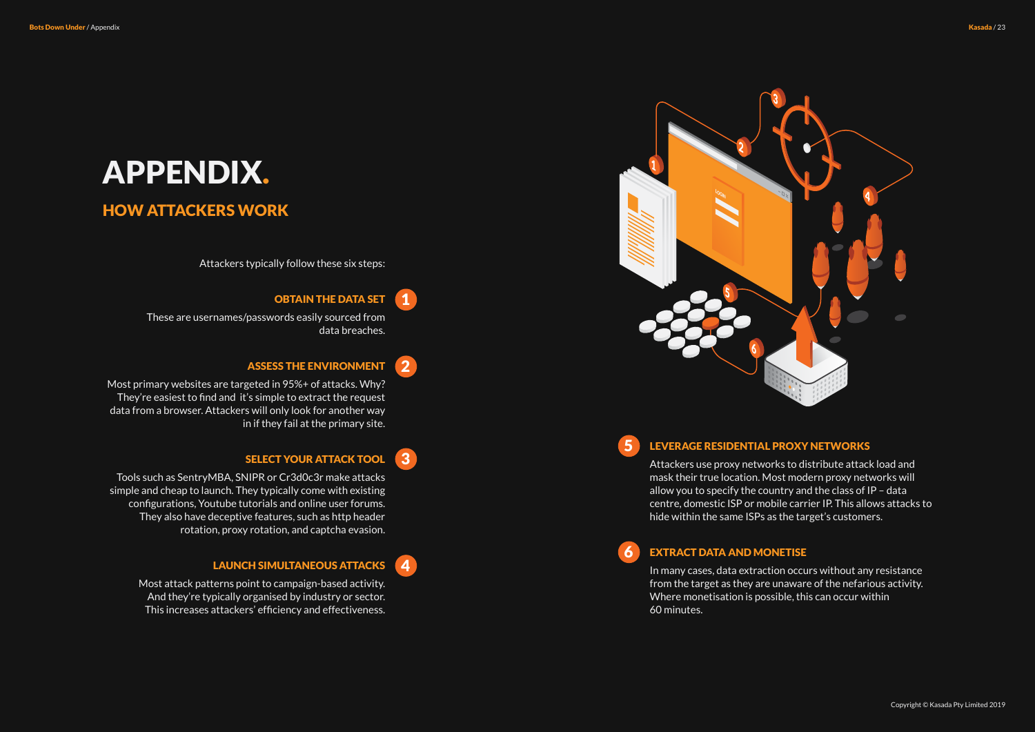# APPENDIX.

## HOW ATTACKERS WORK

Attackers typically follow these six steps:

### 1 OBTAIN THE DATA SET

These are usernames/passwords easily sourced from data breaches.

### 2 ASSESS THE ENVIRONMENT

Most primary websites are targeted in 95%+ of attacks. Why? They're easiest to find and it's simple to extract the request data from a browser. Attackers will only look for another way in if they fail at the primary site.

### 3 SELECT YOUR ATTACK TOOL

Tools such as SentryMBA, SNIPR or Cr3d0c3r make attacks simple and cheap to launch. They typically come with existing configurations, Youtube tutorials and online user forums. They also have deceptive features, such as http header rotation, proxy rotation, and captcha evasion.

### 4 LAUNCH SIMULTANEOUS ATTACKS

Most attack patterns point to campaign-based activity. And they're typically organised by industry or sector. This increases attackers' efficiency and effectiveness.

### 5 LEVERAGE RESIDENTIAL PROXY NETWORKS

Attackers use proxy networks to distribute attack load and mask their true location. Most modern proxy networks will allow you to specify the country and the class of IP – data centre, domestic ISP or mobile carrier IP. This allows attacks to hide within the same ISPs as the target's customers.

### 6 EXTRACT DATA AND MONETISE

In many cases, data extraction occurs without any resistance from the target as they are unaware of the nefarious activity. Where monetisation is possible, this can occur within 60 minutes.

Copyright © Kasada Pty Limited 2019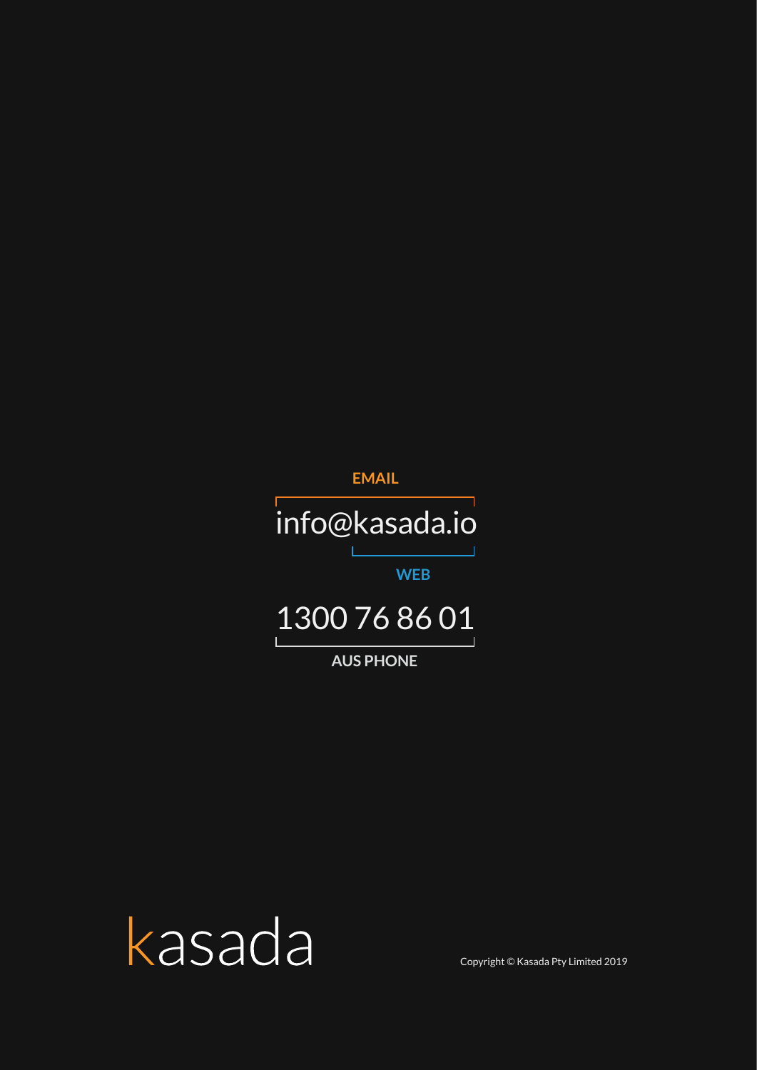EMAIL

info@kasada.io

WEB

1300 76 86 01

AUS PHONE

kasada

Copyright © Kasada Pty Limited 2019